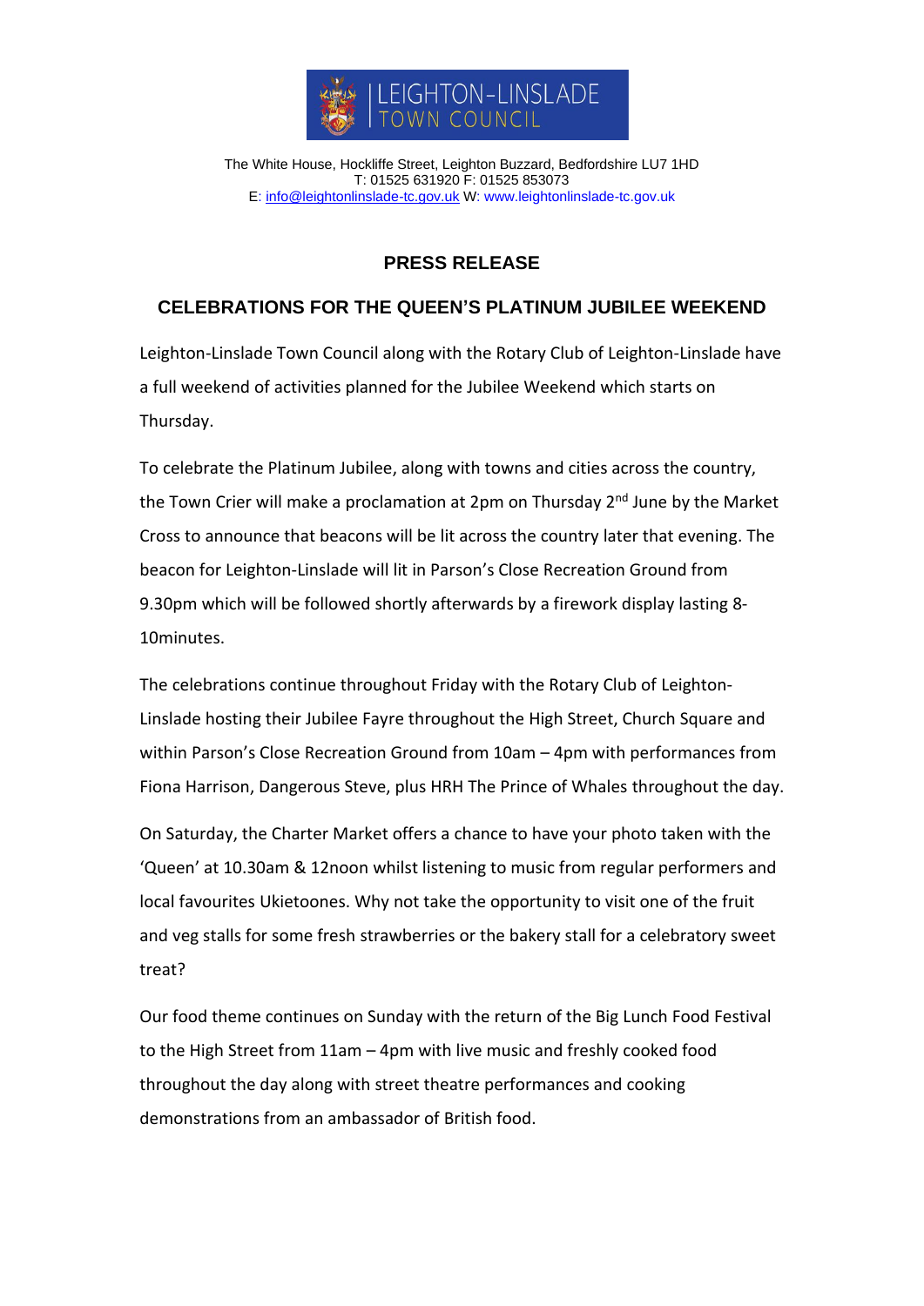LEIGHTON-LINSLADE TOWN COUNCIL

The White House, Hockliffe Street, Leighton Buzzard, Bedfordshire LU7 1HD
T: 01525 631920 F: 01525 853073
E: info@leightonlinslade-tc.gov.uk W: www.leightonlinslade-tc.gov.uk

# PRESS RELEASE

## CELEBRATIONS FOR THE QUEEN'S PLATINUM JUBILEE WEEKEND

Leighton-Linslade Town Council along with the Rotary Club of Leighton-Linslade have a full weekend of activities planned for the Jubilee Weekend which starts on Thursday.

To celebrate the Platinum Jubilee, along with towns and cities across the country, the Town Crier will make a proclamation at 2pm on Thursday 2nd June by the Market Cross to announce that beacons will be lit across the country later that evening. The beacon for Leighton-Linslade will lit in Parson's Close Recreation Ground from 9.30pm which will be followed shortly afterwards by a firework display lasting 8-10minutes.

The celebrations continue throughout Friday with the Rotary Club of Leighton-Linslade hosting their Jubilee Fayre throughout the High Street, Church Square and within Parson's Close Recreation Ground from 10am – 4pm with performances from Fiona Harrison, Dangerous Steve, plus HRH The Prince of Whales throughout the day.

On Saturday, the Charter Market offers a chance to have your photo taken with the 'Queen' at 10.30am & 12noon whilst listening to music from regular performers and local favourites Ukietoones. Why not take the opportunity to visit one of the fruit and veg stalls for some fresh strawberries or the bakery stall for a celebratory sweet treat?

Our food theme continues on Sunday with the return of the Big Lunch Food Festival to the High Street from 11am – 4pm with live music and freshly cooked food throughout the day along with street theatre performances and cooking demonstrations from an ambassador of British food.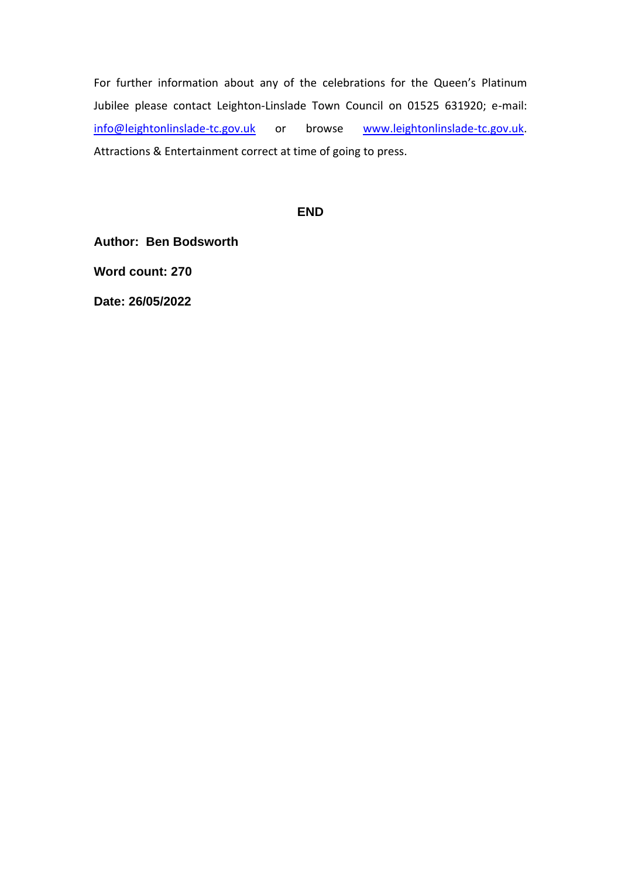For further information about any of the celebrations for the Queen's Platinum Jubilee please contact Leighton-Linslade Town Council on 01525 631920; e-mail: info@leightonlinslade-tc.gov.uk or browse www.leightonlinslade-tc.gov.uk. Attractions & Entertainment correct at time of going to press.

**END**

**Author: Ben Bodsworth**

**Word count: 270**

**Date: 26/05/2022**